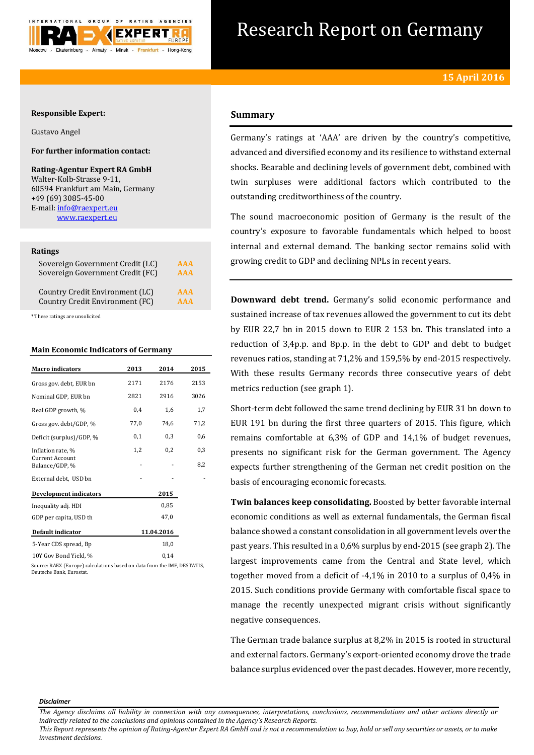# Research Report on Germany

**15 April 2016**

**Responsible Expert:**

Gustavo Angel

**For further information contact:**

**Rating-Agentur Expert RA GmbH**
Walter-Kolb-Strasse 9-11,
60594 Frankfurt am Main, Germany
+49 (69) 3085-45-00
E-mail: info@raexpert.eu
www.raexpert.eu

**Ratings**

| | |
|---|---|
| Sovereign Government Credit (LC) | AAA |
| Sovereign Government Credit (FC) | AAA |
| Country Credit Environment (LC) | AAA |
| Country Credit Environment (FC) | AAA |

*These ratings are unsolicited

**Main Economic Indicators of Germany**

| Macro indicators | 2013 | 2014 | 2015 |
|---|---|---|---|
| Gross gov. debt, EUR bn | 2171 | 2176 | 2153 |
| Nominal GDP, EUR bn | 2821 | 2916 | 3026 |
| Real GDP growth, % | 0,4 | 1,6 | 1,7 |
| Gross gov. debt/GDP, % | 77,0 | 74,6 | 71,2 |
| Deficit (surplus)/GDP, % | 0,1 | 0,3 | 0,6 |
| Inflation rate, % | 1,2 | 0,2 | 0,3 |
| Current Account Balance/GDP, % | - | - | 8,2 |
| External debt, USD bn | - | - | - |

| Development indicators | 2015 |
|---|---|
| Inequality adj. HDI | 0,85 |
| GDP per capita, USD th | 47,0 |

| Default indicator | 11.04.2016 |
|---|---|
| 5-Year CDS spread, Bp | 18,0 |
| 10Y Gov Bond Yield, % | 0,14 |

Source: RAEX (Europe) calculations based on data from the IMF, DESTATIS, Deutsche Bank, Eurostat.

## Summary

Germany's ratings at 'AAA' are driven by the country's competitive, advanced and diversified economy and its resilience to withstand external shocks. Bearable and declining levels of government debt, combined with twin surpluses were additional factors which contributed to the outstanding creditworthiness of the country.

The sound macroeconomic position of Germany is the result of the country's exposure to favorable fundamentals which helped to boost internal and external demand. The banking sector remains solid with growing credit to GDP and declining NPLs in recent years.

**Downward debt trend.** Germany's solid economic performance and sustained increase of tax revenues allowed the government to cut its debt by EUR 22,7 bn in 2015 down to EUR 2 153 bn. This translated into a reduction of 3,4p.p. and 8p.p. in the debt to GDP and debt to budget revenues ratios, standing at 71,2% and 159,5% by end-2015 respectively. With these results Germany records three consecutive years of debt metrics reduction (see graph 1).

Short-term debt followed the same trend declining by EUR 31 bn down to EUR 191 bn during the first three quarters of 2015. This figure, which remains comfortable at 6,3% of GDP and 14,1% of budget revenues, presents no significant risk for the German government. The Agency expects further strengthening of the German net credit position on the basis of encouraging economic forecasts.

**Twin balances keep consolidating.** Boosted by better favorable internal economic conditions as well as external fundamentals, the German fiscal balance showed a constant consolidation in all government levels over the past years. This resulted in a 0,6% surplus by end-2015 (see graph 2). The largest improvements came from the Central and State level, which together moved from a deficit of -4,1% in 2010 to a surplus of 0,4% in 2015. Such conditions provide Germany with comfortable fiscal space to manage the recently unexpected migrant crisis without significantly negative consequences.

The German trade balance surplus at 8,2% in 2015 is rooted in structural and external factors. Germany's export-oriented economy drove the trade balance surplus evidenced over the past decades. However, more recently,

*Disclaimer*

*The Agency disclaims all liability in connection with any consequences, interpretations, conclusions, recommendations and other actions directly or indirectly related to the conclusions and opinions contained in the Agency's Research Reports.*
*This Report represents the opinion of Rating-Agentur Expert RA GmbH and is not a recommendation to buy, hold or sell any securities or assets, or to make investment decisions.*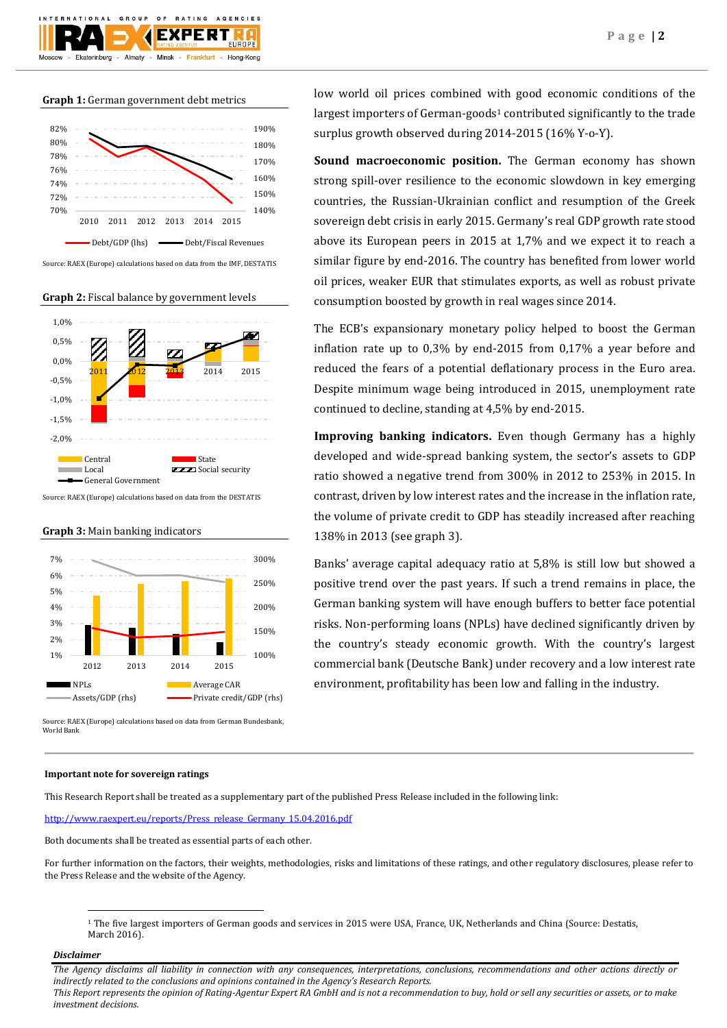**Graph 1:** German government debt metrics

82%
80%
78%
76%
74%
72%
70%

190%
180%
170%
160%
150%
140%

2010 2011 2012 2013 2014 2015

Debt/GDP (lhs)
Debt/Fiscal Revenues

Source: RAEX (Europe) calculations based on data from the IMF, DESTATIS

**Graph 2:** Fiscal balance by government levels

1,0%
0,5%
0,0%
-0,5%
-1,0%
-1,5%
-2,0%

2011 2012 2013 2014 2015

Central
State
Local
Social security
General Government

Source: RAEX (Europe) calculations based on data from the DESTATIS

**Graph 3:** Main banking indicators

7%
6%
5%
4%
3%
2%
1%

300%
250%
200%
150%
100%

2012 2013 2014 2015

NPLs
Average CAR
Assets/GDP (rhs)
Private credit/GDP (rhs)

Source: RAEX (Europe) calculations based on data from German Bundesbank, World Bank

low world oil prices combined with good economic conditions of the largest importers of German-goods[1] contributed significantly to the trade surplus growth observed during 2014-2015 (16% Y-o-Y).

**Sound macroeconomic position.** The German economy has shown strong spill-over resilience to the economic slowdown in key emerging countries, the Russian-Ukrainian conflict and resumption of the Greek sovereign debt crisis in early 2015. Germany's real GDP growth rate stood above its European peers in 2015 at 1,7% and we expect it to reach a similar figure by end-2016. The country has benefited from lower world oil prices, weaker EUR that stimulates exports, as well as robust private consumption boosted by growth in real wages since 2014.

The ECB's expansionary monetary policy helped to boost the German inflation rate up to 0,3% by end-2015 from 0,17% a year before and reduced the fears of a potential deflationary process in the Euro area. Despite minimum wage being introduced in 2015, unemployment rate continued to decline, standing at 4,5% by end-2015.

**Improving banking indicators.** Even though Germany has a highly developed and wide-spread banking system, the sector's assets to GDP ratio showed a negative trend from 300% in 2012 to 253% in 2015. In contrast, driven by low interest rates and the increase in the inflation rate, the volume of private credit to GDP has steadily increased after reaching 138% in 2013 (see graph 3).

Banks' average capital adequacy ratio at 5,8% is still low but showed a positive trend over the past years. If such a trend remains in place, the German banking system will have enough buffers to better face potential risks. Non-performing loans (NPLs) have declined significantly driven by the country's steady economic growth. With the country's largest commercial bank (Deutsche Bank) under recovery and a low interest rate environment, profitability has been low and falling in the industry.

**Important note for sovereign ratings**

This Research Report shall be treated as a supplementary part of the published Press Release included in the following link:

http://www.raexpert.eu/reports/Press_release_Germany_15.04.2016.pdf

Both documents shall be treated as essential parts of each other.

For further information on the factors, their weights, methodologies, risks and limitations of these ratings, and other regulatory disclosures, please refer to the Press Release and the website of the Agency.

[1] The five largest importers of German goods and services in 2015 were USA, France, UK, Netherlands and China (Source: Destatis, March 2016).

***Disclaimer***

*The Agency disclaims all liability in connection with any consequences, interpretations, conclusions, recommendations and other actions directly or indirectly related to the conclusions and opinions contained in the Agency's Research Reports.*
*This Report represents the opinion of Rating-Agentur Expert RA GmbH and is not a recommendation to buy, hold or sell any securities or assets, or to make investment decisions.*